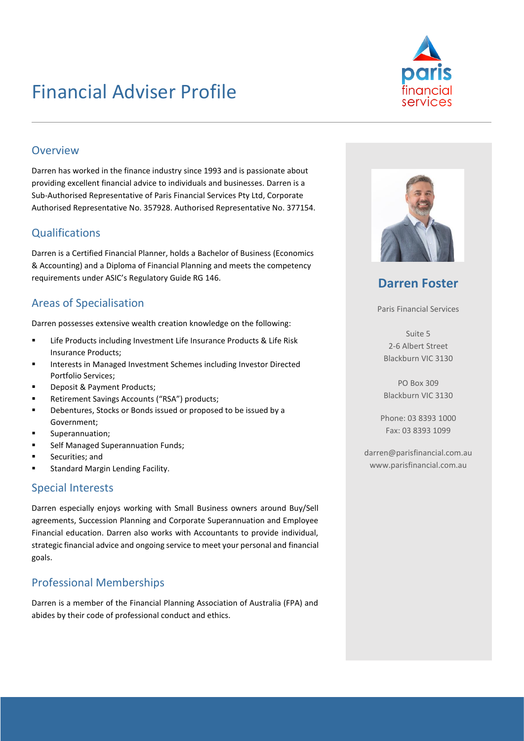# Financial Adviser Profile

## Overview

Darren has worked in the finance industry since 1993 and is passionate about providing excellent financial advice to individuals and businesses. Darren is a Sub-Authorised Representative of Paris Financial Services Pty Ltd, Corporate Authorised Representative No. 357928. Authorised Representative No. 377154.

## Qualifications

Darren is a Certified Financial Planner, holds a Bachelor of Business (Economics & Accounting) and a Diploma of Financial Planning and meets the competency requirements under ASIC's Regulatory Guide RG 146.

## Areas of Specialisation

Darren possesses extensive wealth creation knowledge on the following:

- Life Products including Investment Life Insurance Products & Life Risk Insurance Products;
- Interests in Managed Investment Schemes including Investor Directed Portfolio Services;
- Deposit & Payment Products;
- Retirement Savings Accounts ("RSA") products;
- Debentures, Stocks or Bonds issued or proposed to be issued by a Government;
- Superannuation;
- Self Managed Superannuation Funds;
- Securities; and
- Standard Margin Lending Facility.

## Special Interests

Darren especially enjoys working with Small Business owners around Buy/Sell agreements, Succession Planning and Corporate Superannuation and Employee Financial education. Darren also works with Accountants to provide individual, strategic financial advice and ongoing service to meet your personal and financial goals.

## Professional Memberships

Darren is a member of the Financial Planning Association of Australia (FPA) and abides by their code of professional conduct and ethics.

## Darren Foster

Paris Financial Services

Suite 5
2-6 Albert Street
Blackburn VIC 3130

PO Box 309
Blackburn VIC 3130

Phone: 03 8393 1000
Fax: 03 8393 1099

darren@parisfinancial.com.au
www.parisfinancial.com.au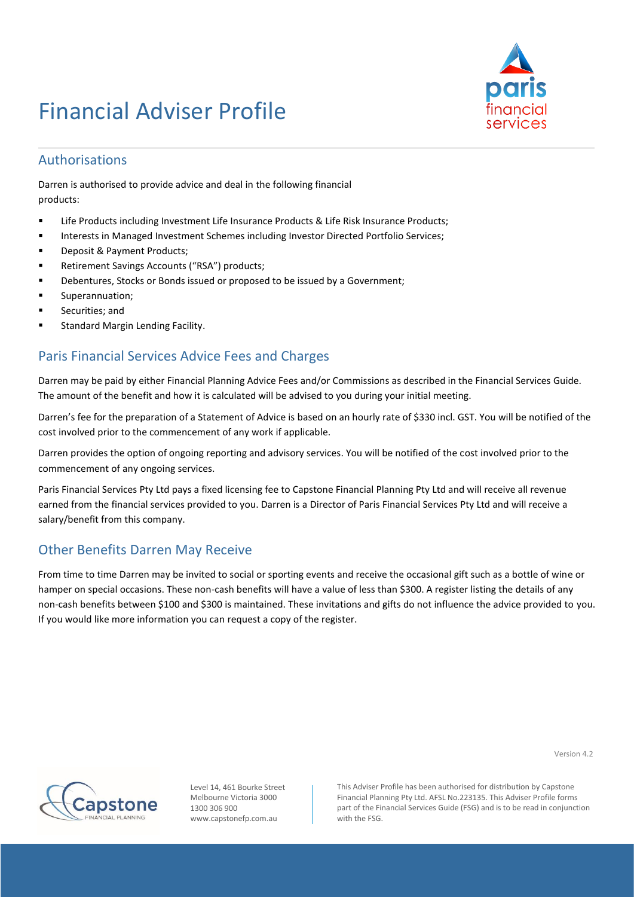# Financial Adviser Profile

## Authorisations

Darren is authorised to provide advice and deal in the following financial products:

- Life Products including Investment Life Insurance Products & Life Risk Insurance Products;
- Interests in Managed Investment Schemes including Investor Directed Portfolio Services;
- Deposit & Payment Products;
- Retirement Savings Accounts ("RSA") products;
- Debentures, Stocks or Bonds issued or proposed to be issued by a Government;
- Superannuation;
- Securities; and
- Standard Margin Lending Facility.

## Paris Financial Services Advice Fees and Charges

Darren may be paid by either Financial Planning Advice Fees and/or Commissions as described in the Financial Services Guide. The amount of the benefit and how it is calculated will be advised to you during your initial meeting.

Darren's fee for the preparation of a Statement of Advice is based on an hourly rate of $330 incl. GST. You will be notified of the cost involved prior to the commencement of any work if applicable.

Darren provides the option of ongoing reporting and advisory services. You will be notified of the cost involved prior to the commencement of any ongoing services.

Paris Financial Services Pty Ltd pays a fixed licensing fee to Capstone Financial Planning Pty Ltd and will receive all revenue earned from the financial services provided to you. Darren is a Director of Paris Financial Services Pty Ltd and will receive a salary/benefit from this company.

## Other Benefits Darren May Receive

From time to time Darren may be invited to social or sporting events and receive the occasional gift such as a bottle of wine or hamper on special occasions. These non-cash benefits will have a value of less than $300. A register listing the details of any non-cash benefits between $100 and $300 is maintained. These invitations and gifts do not influence the advice provided to you. If you would like more information you can request a copy of the register.

Version 4.2

Level 14, 461 Bourke Street
Melbourne Victoria 3000
1300 306 900
www.capstonefp.com.au

This Adviser Profile has been authorised for distribution by Capstone Financial Planning Pty Ltd. AFSL No.223135. This Adviser Profile forms part of the Financial Services Guide (FSG) and is to be read in conjunction with the FSG.